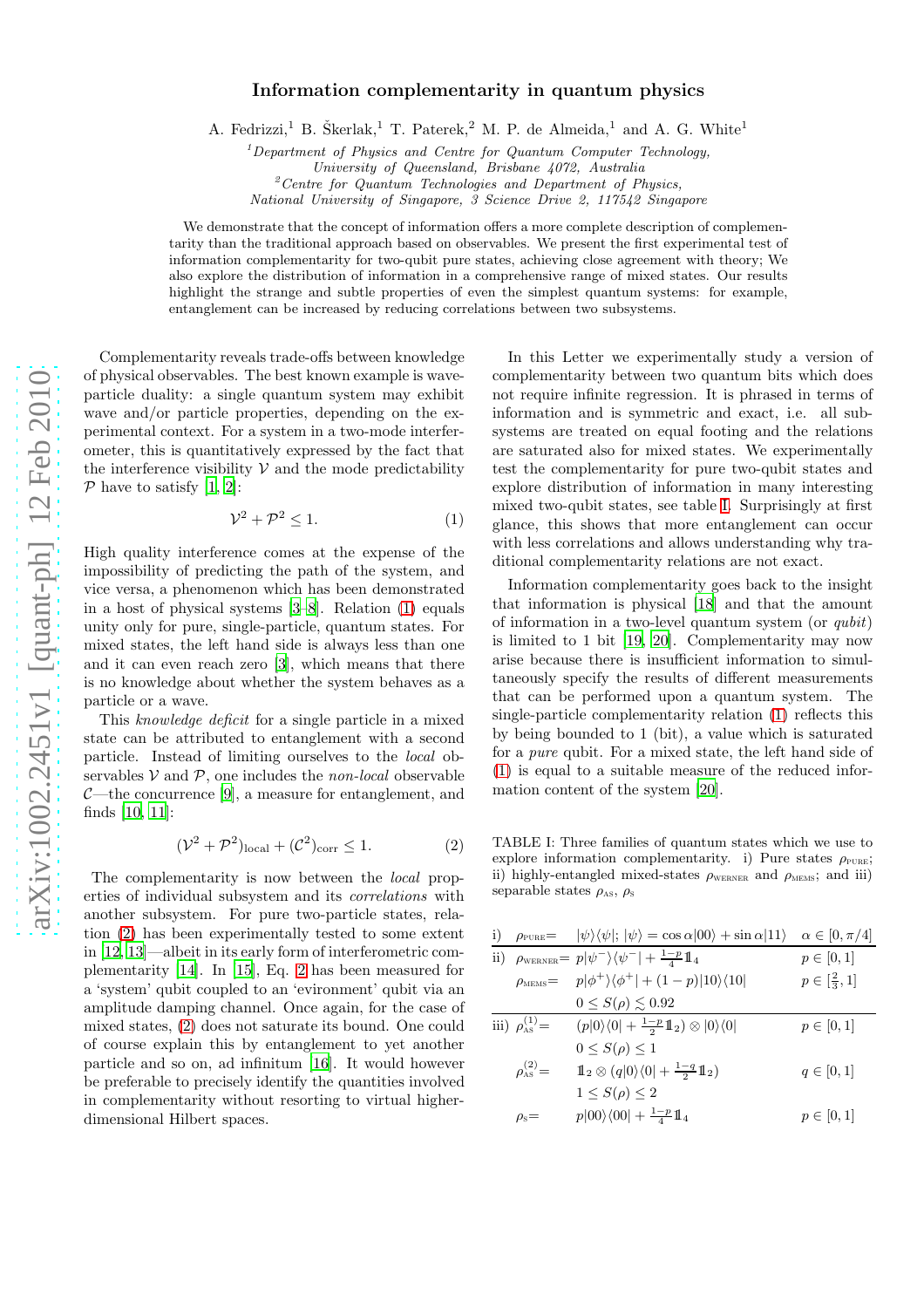# Information complementarity in quantum physics

A. Fedrizzi,[1] B. Škerlak,[1] T. Paterek,[2] M. P. de Almeida,[1] and A. G. White[1]

[1]*Department of Physics and Centre for Quantum Computer Technology, University of Queensland, Brisbane 4072, Australia*
[2]*Centre for Quantum Technologies and Department of Physics, National University of Singapore, 3 Science Drive 2, 117542 Singapore*

We demonstrate that the concept of information offers a more complete description of complementarity than the traditional approach based on observables. We present the first experimental test of information complementarity for two-qubit pure states, achieving close agreement with theory; We also explore the distribution of information in a comprehensive range of mixed states. Our results highlight the strange and subtle properties of even the simplest quantum systems: for example, entanglement can be increased by reducing correlations between two subsystems.

Complementarity reveals trade-offs between knowledge of physical observables. The best known example is wave-particle duality: a single quantum system may exhibit wave and/or particle properties, depending on the experimental context. For a system in a two-mode interferometer, this is quantitatively expressed by the fact that the interference visibility $\mathcal{V}$ and the mode predictability $\mathcal{P}$ have to satisfy [1, 2]:

$$\mathcal{V}^2 + \mathcal{P}^2 \leq 1. \tag{1}$$

High quality interference comes at the expense of the impossibility of predicting the path of the system, and vice versa, a phenomenon which has been demonstrated in a host of physical systems [3–8]. Relation (1) equals unity only for pure, single-particle, quantum states. For mixed states, the left hand side is always less than one and it can even reach zero [3], which means that there is no knowledge about whether the system behaves as a particle or a wave.

This *knowledge deficit* for a single particle in a mixed state can be attributed to entanglement with a second particle. Instead of limiting ourselves to the *local* observables $\mathcal{V}$ and $\mathcal{P}$, one includes the *non-local* observable $\mathcal{C}$—the concurrence [9], a measure for entanglement, and finds [10, 11]:

$$(\mathcal{V}^2 + \mathcal{P}^2)_{\text{local}} + (\mathcal{C}^2)_{\text{corr}} \leq 1. \tag{2}$$

The complementarity is now between the *local* properties of individual subsystem and its *correlations* with another subsystem. For pure two-particle states, relation (2) has been experimentally tested to some extent in [12, 13]—albeit in its early form of interferometric complementarity [14]. In [15], Eq. 2 has been measured for a 'system' qubit coupled to an 'evironment' qubit via an amplitude damping channel. Once again, for the case of mixed states, (2) does not saturate its bound. One could of course explain this by entanglement to yet another particle and so on, ad infinitum [16]. It would however be preferable to precisely identify the quantities involved in complementarity without resorting to virtual higher-dimensional Hilbert spaces.

In this Letter we experimentally study a version of complementarity between two quantum bits which does not require infinite regression. It is phrased in terms of information and is symmetric and exact, i.e. all subsystems are treated on equal footing and the relations are saturated also for mixed states. We experimentally test the complementarity for pure two-qubit states and explore distribution of information in many interesting mixed two-qubit states, see table I. Surprisingly at first glance, this shows that more entanglement can occur with less correlations and allows understanding why traditional complementarity relations are not exact.

Information complementarity goes back to the insight that information is physical [18] and that the amount of information in a two-level quantum system (or *qubit*) is limited to 1 bit [19, 20]. Complementarity may now arise because there is insufficient information to simultaneously specify the results of different measurements that can be performed upon a quantum system. The single-particle complementarity relation (1) reflects this by being bounded to 1 (bit), a value which is saturated for a *pure* qubit. For a mixed state, the left hand side of (1) is equal to a suitable measure of the reduced information content of the system [20].

TABLE I: Three families of quantum states which we use to explore information complementarity. i) Pure states $\rho_{\text{PURE}}$; ii) highly-entangled mixed-states $\rho_{\text{WERNER}}$ and $\rho_{\text{MEMS}}$; and iii) separable states $\rho_{\text{AS}}$, $\rho_{\text{S}}$

| | | | |
|---|---|---|---|
| i) | $\rho_{\text{PURE}}=$ | $\vert\psi\rangle\langle\psi\vert;\ \vert\psi\rangle = \cos\alpha\vert 00\rangle + \sin\alpha\vert 11\rangle$ | $\alpha \in [0, \pi/4]$ |
| ii) | $\rho_{\text{WERNER}}=$ | $p\vert\psi^-\rangle\langle\psi^-\vert + \frac{1-p}{4}\mathbb{1}_4$ | $p \in [0, 1]$ |
| | $\rho_{\text{MEMS}}=$ | $p\vert\phi^+\rangle\langle\phi^+\vert + (1-p)\vert 10\rangle\langle 10\vert$ | $p \in [\frac{2}{3}, 1]$ |
| | | $0 \leq S(\rho) \lesssim 0.92$ | |
| iii) | $\rho_{\text{AS}}^{(1)}=$ | $(p\vert 0\rangle\langle 0\vert + \frac{1-p}{2}\mathbb{1}_2) \otimes \vert 0\rangle\langle 0\vert$ | $p \in [0, 1]$ |
| | | $0 \leq S(\rho) \leq 1$ | |
| | $\rho_{\text{AS}}^{(2)}=$ | $\mathbb{1}_2 \otimes (q\vert 0\rangle\langle 0\vert + \frac{1-q}{2}\mathbb{1}_2)$ | $q \in [0, 1]$ |
| | | $1 \leq S(\rho) \leq 2$ | |
| | $\rho_{\text{S}}=$ | $p\vert 00\rangle\langle 00\vert + \frac{1-p}{4}\mathbb{1}_4$ | $p \in [0, 1]$ |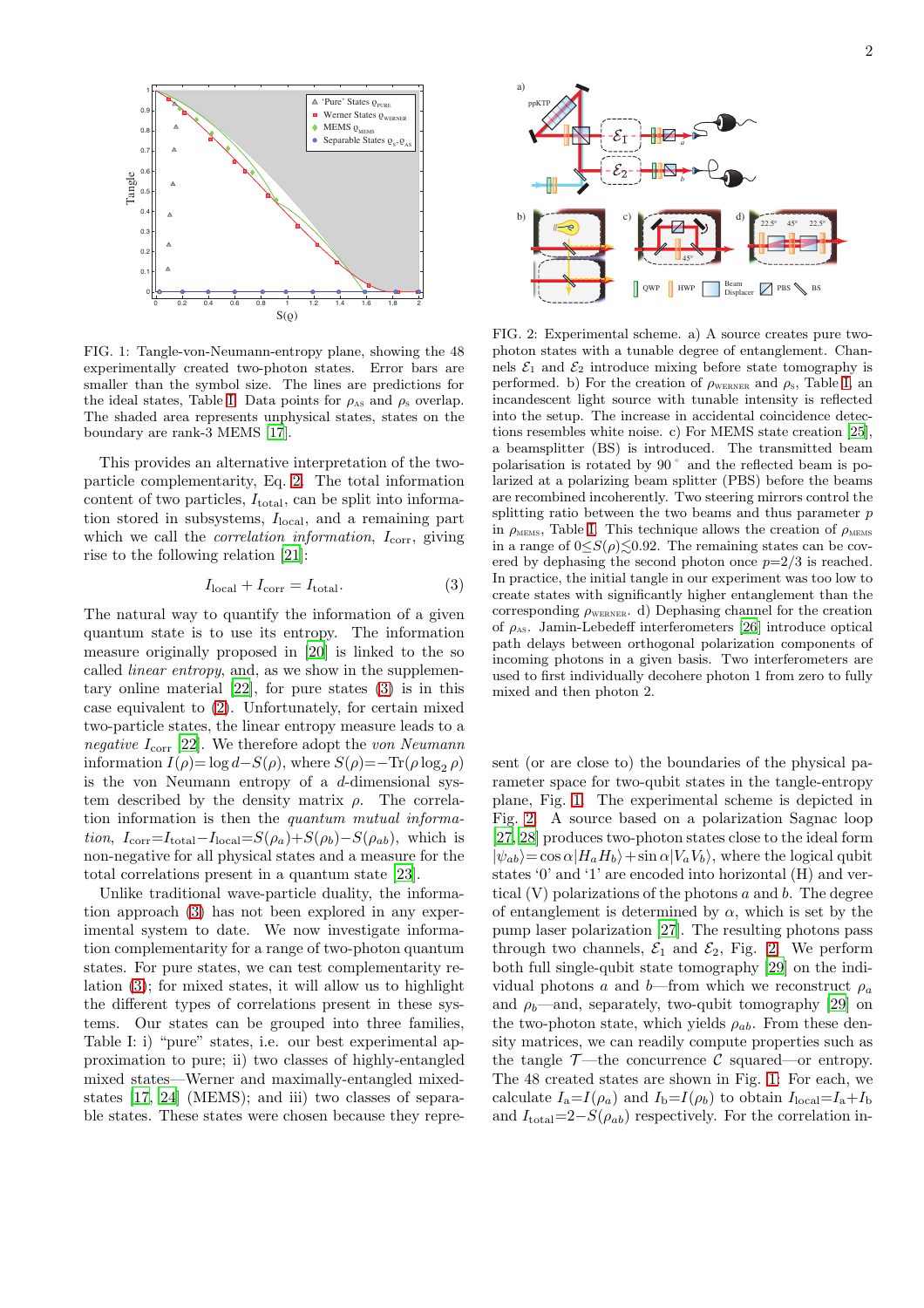FIG. 1: Tangle-von-Neumann-entropy plane, showing the 48 experimentally created two-photon states. Error bars are smaller than the symbol size. The lines are predictions for the ideal states, Table I. Data points for $\rho_{\rm AS}$ and $\rho_{\rm S}$ overlap. The shaded area represents unphysical states, states on the boundary are rank-3 MEMS [17].

This provides an alternative interpretation of the two-particle complementarity, Eq. 2. The total information content of two particles, $I_{\rm total}$, can be split into information stored in subsystems, $I_{\rm local}$, and a remaining part which we call the *correlation information*, $I_{\rm corr}$, giving rise to the following relation [21]:

$$I_{\rm local} + I_{\rm corr} = I_{\rm total}. \quad (3)$$

The natural way to quantify the information of a given quantum state is to use its entropy. The information measure originally proposed in [20] is linked to the so called *linear entropy*, and, as we show in the supplementary online material [22], for pure states (3) is in this case equivalent to (2). Unfortunately, for certain mixed two-particle states, the linear entropy measure leads to a *negative* $I_{\rm corr}$ [22]. We therefore adopt the *von Neumann* information $I(\rho){=}\log d{-}S(\rho)$, where $S(\rho){=}{-}{\rm Tr}(\rho \log_2 \rho)$ is the von Neumann entropy of a $d$-dimensional system described by the density matrix $\rho$. The correlation information is then the *quantum mutual information*, $I_{\rm corr}{=}I_{\rm total}{-}I_{\rm local}{=}S(\rho_a){+}S(\rho_b){-}S(\rho_{ab})$, which is non-negative for all physical states and a measure for the total correlations present in a quantum state [23].

Unlike traditional wave-particle duality, the information approach (3) has not been explored in any experimental system to date. We now investigate information complementarity for a range of two-photon quantum states. For pure states, we can test complementarity relation (3); for mixed states, it will allow us to highlight the different types of correlations present in these systems. Our states can be grouped into three families, Table I: i) "pure" states, i.e. our best experimental approximation to pure; ii) two classes of highly-entangled mixed states—Werner and maximally-entangled mixed-states [17, 24] (MEMS); and iii) two classes of separable states. These states were chosen because they represent (or are close to) the boundaries of the physical parameter space for two-qubit states in the tangle-entropy plane, Fig. 1. The experimental scheme is depicted in Fig. 2. A source based on a polarization Sagnac loop [27, 28] produces two-photon states close to the ideal form $|\psi_{ab}\rangle{=}\cos\alpha|H_aH_b\rangle{+}\sin\alpha|V_aV_b\rangle$, where the logical qubit states '0' and '1' are encoded into horizontal (H) and vertical (V) polarizations of the photons $a$ and $b$. The degree of entanglement is determined by $\alpha$, which is set by the pump laser polarization [27]. The resulting photons pass through two channels, $\mathcal{E}_1$ and $\mathcal{E}_2$, Fig. 2. We perform both full single-qubit state tomography [29] on the individual photons $a$ and $b$—from which we reconstruct $\rho_a$ and $\rho_b$—and, separately, two-qubit tomography [29] on the two-photon state, which yields $\rho_{ab}$. From these density matrices, we can readily compute properties such as the tangle $\mathcal{T}$—the concurrence $\mathcal{C}$ squared—or entropy. The 48 created states are shown in Fig. 1. For each, we calculate $I_{\rm a}{=}I(\rho_a)$ and $I_{\rm b}{=}I(\rho_b)$ to obtain $I_{\rm local}{=}I_{\rm a}{+}I_{\rm b}$ and $I_{\rm total}{=}2{-}S(\rho_{ab})$ respectively. For the correlation in-

FIG. 2: Experimental scheme. a) A source creates pure two-photon states with a tunable degree of entanglement. Channels $\mathcal{E}_1$ and $\mathcal{E}_2$ introduce mixing before state tomography is performed. b) For the creation of $\rho_{\rm WERNER}$ and $\rho_{\rm S}$, Table I, an incandescent light source with tunable intensity is reflected into the setup. The increase in accidental coincidence detections resembles white noise. c) For MEMS state creation [25], a beamsplitter (BS) is introduced. The transmitted beam polarisation is rotated by 90$^\circ$ and the reflected beam is polarized at a polarizing beam splitter (PBS) before the beams are recombined incoherently. Two steering mirrors control the splitting ratio between the two beams and thus parameter $p$ in $\rho_{\rm MEMS}$, Table I. This technique allows the creation of $\rho_{\rm MEMS}$ in a range of $0{\lesssim}S(\rho){\lesssim}0.92$. The remaining states can be covered by dephasing the second photon once $p{=}2/3$ is reached. In practice, the initial tangle in our experiment was too low to create states with significantly higher entanglement than the corresponding $\rho_{\rm WERNER}$. d) Dephasing channel for the creation of $\rho_{\rm AS}$. Jamin-Lebedeff interferometers [26] introduce optical path delays between orthogonal polarization components of incoming photons in a given basis. Two interferometers are used to first individually decohere photon 1 from zero to fully mixed and then photon 2.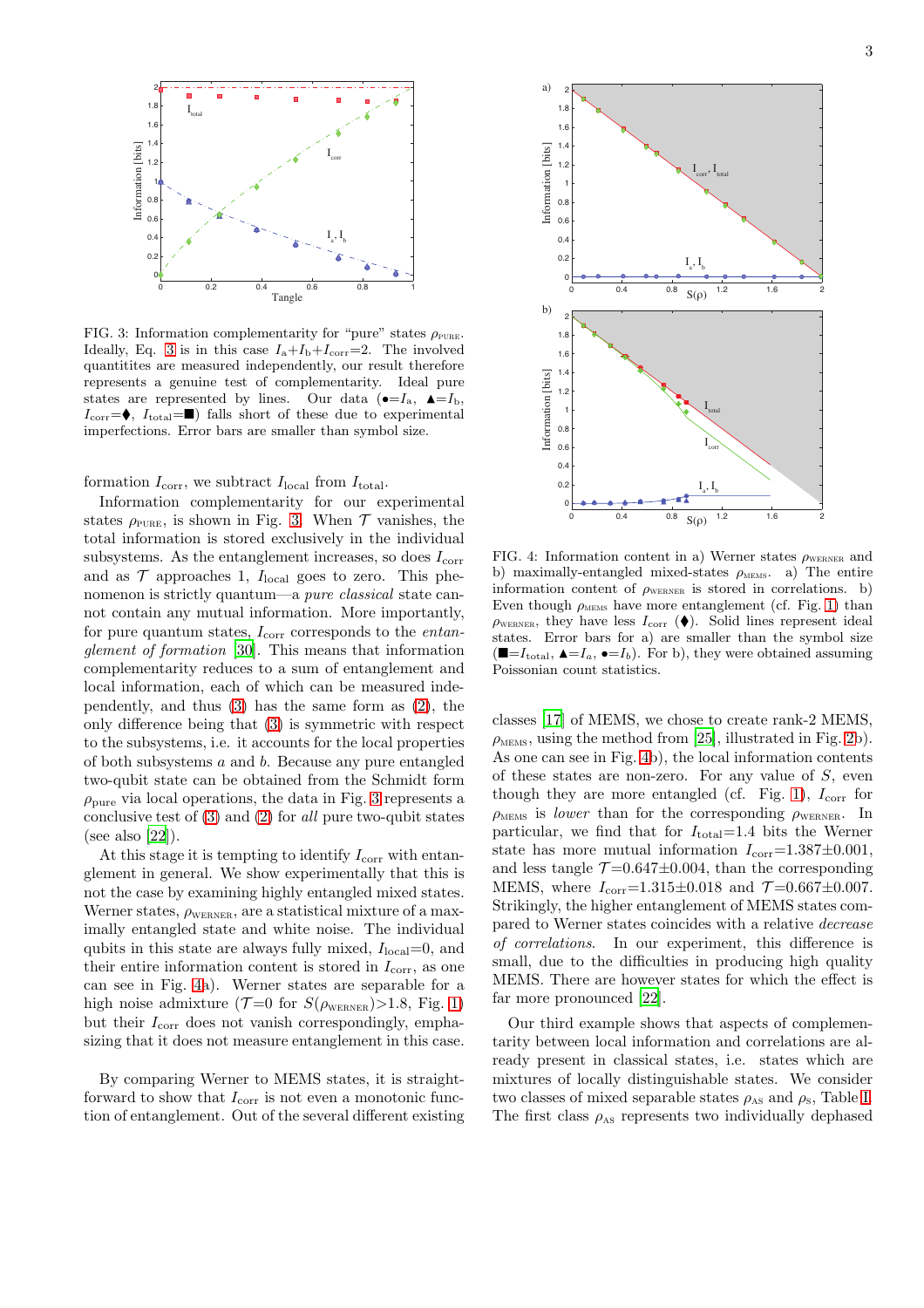FIG. 3: Information complementarity for "pure" states $\rho_{\text{PURE}}$. Ideally, Eq. 3 is in this case $I_a+I_b+I_{corr}=2$. The involved quantitites are measured independently, our result therefore represents a genuine test of complementarity. Ideal pure states are represented by lines. Our data (●=$I_a$, ▲=$I_b$, $I_{corr}$=⧫, $I_{total}$=■) falls short of these due to experimental imperfections. Error bars are smaller than symbol size.

formation $I_{corr}$, we subtract $I_{local}$ from $I_{total}$.

Information complementarity for our experimental states $\rho_{\text{PURE}}$, is shown in Fig. 3. When $\mathcal{T}$ vanishes, the total information is stored exclusively in the individual subsystems. As the entanglement increases, so does $I_{corr}$ and as $\mathcal{T}$ approaches 1, $I_{local}$ goes to zero. This phenomenon is strictly quantum—a *pure classical* state cannot contain any mutual information. More importantly, for pure quantum states, $I_{corr}$ corresponds to the *entanglement of formation* [30]. This means that information complementarity reduces to a sum of entanglement and local information, each of which can be measured independently, and thus (3) has the same form as (2), the only difference being that (3) is symmetric with respect to the subsystems, i.e. it accounts for the local properties of both subsystems $a$ and $b$. Because any pure entangled two-qubit state can be obtained from the Schmidt form $\rho_{\text{pure}}$ via local operations, the data in Fig. 3 represents a conclusive test of (3) and (2) for *all* pure two-qubit states (see also [22]).

At this stage it is tempting to identify $I_{corr}$ with entanglement in general. We show experimentally that this is not the case by examining highly entangled mixed states. Werner states, $\rho_{\text{WERNER}}$, are a statistical mixture of a maximally entangled state and white noise. The individual qubits in this state are always fully mixed, $I_{local}$=0, and their entire information content is stored in $I_{corr}$, as one can see in Fig. 4a). Werner states are separable for a high noise admixture ($\mathcal{T}$=0 for $S(\rho_{\text{WERNER}})$>1.8, Fig. 1) but their $I_{corr}$ does not vanish correspondingly, emphasizing that it does not measure entanglement in this case.

By comparing Werner to MEMS states, it is straightforward to show that $I_{corr}$ is not even a monotonic function of entanglement. Out of the several different existing classes [17] of MEMS, we chose to create rank-2 MEMS, $\rho_{\text{MEMS}}$, using the method from [25], illustrated in Fig. 2b). As one can see in Fig. 4b), the local information contents of these states are non-zero. For any value of $S$, even though they are more entangled (cf. Fig. 1), $I_{corr}$ for $\rho_{\text{MEMS}}$ is *lower* than for the corresponding $\rho_{\text{WERNER}}$. In particular, we find that for $I_{total}$=1.4 bits the Werner state has more mutual information $I_{corr}$=1.387±0.001, and less tangle $\mathcal{T}$=0.647±0.004, than the corresponding MEMS, where $I_{corr}$=1.315±0.018 and $\mathcal{T}$=0.667±0.007. Strikingly, the higher entanglement of MEMS states compared to Werner states coincides with a relative *decrease of correlations*. In our experiment, this difference is small, due to the difficulties in producing high quality MEMS. There are however states for which the effect is far more pronounced [22].

FIG. 4: Information content in a) Werner states $\rho_{\text{WERNER}}$ and b) maximally-entangled mixed-states $\rho_{\text{MEMS}}$. a) The entire information content of $\rho_{\text{WERNER}}$ is stored in correlations. b) Even though $\rho_{\text{MEMS}}$ have more entanglement (cf. Fig. 1) than $\rho_{\text{WERNER}}$, they have less $I_{corr}$ (⧫). Solid lines represent ideal states. Error bars for a) are smaller than the symbol size (■=$I_{total}$, ▲=$I_a$, ●=$I_b$). For b), they were obtained assuming Poissonian count statistics.

Our third example shows that aspects of complementarity between local information and correlations are already present in classical states, i.e. states which are mixtures of locally distinguishable states. We consider two classes of mixed separable states $\rho_{\text{AS}}$ and $\rho_{\text{S}}$, Table I. The first class $\rho_{\text{AS}}$ represents two individually dephased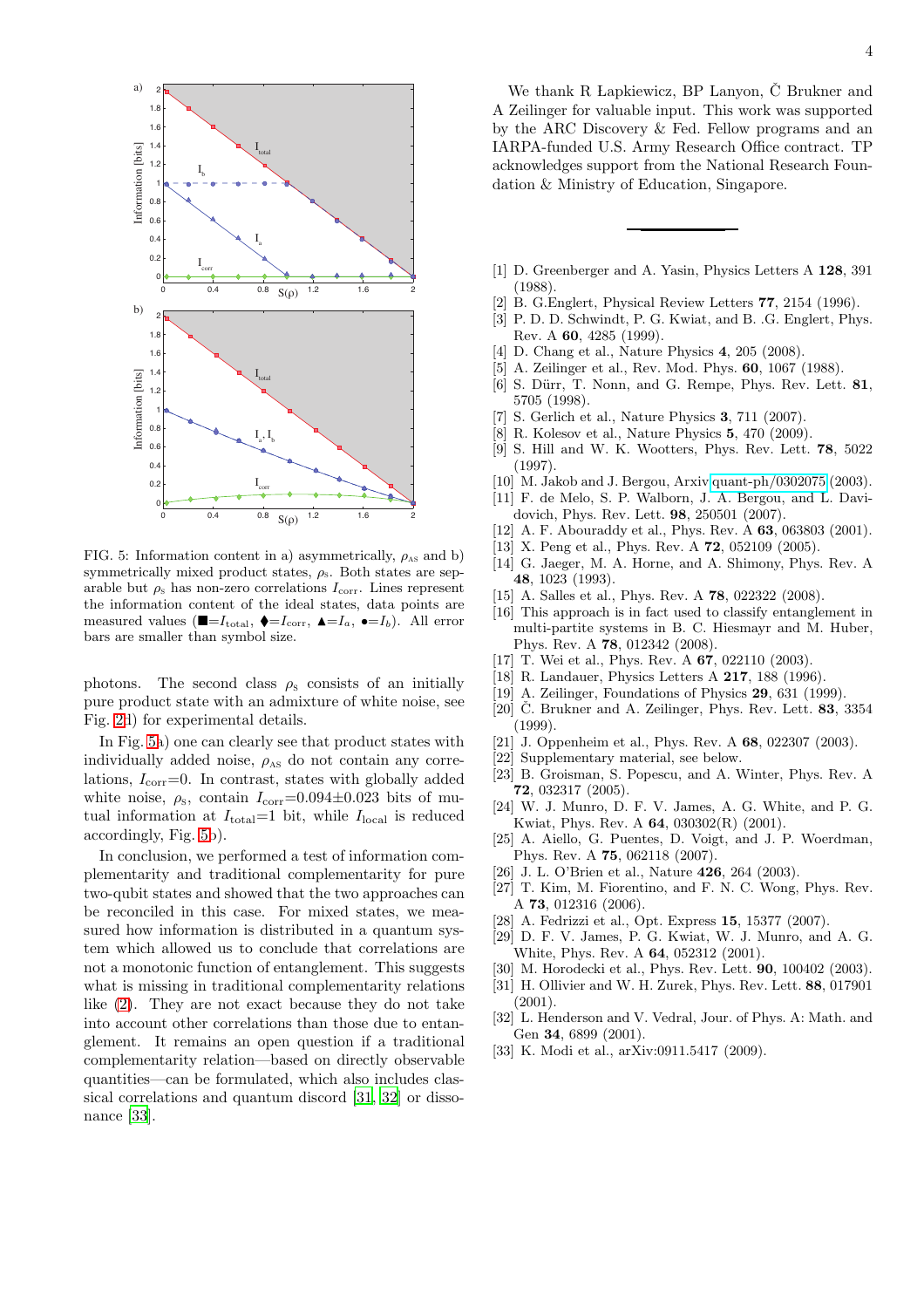FIG. 5: Information content in a) asymmetrically, $\rho_{\rm AS}$ and b) symmetrically mixed product states, $\rho_{\rm S}$. Both states are separable but $\rho_{\rm s}$ has non-zero correlations $I_{\rm corr}$. Lines represent the information content of the ideal states, data points are measured values (■=$I_{\rm total}$, ⧫=$I_{\rm corr}$, ▲=$I_a$, •=$I_b$). All error bars are smaller than symbol size.

photons. The second class $\rho_{\rm S}$ consists of an initially pure product state with an admixture of white noise, see Fig. 2d) for experimental details.

In Fig. 5a) one can clearly see that product states with individually added noise, $\rho_{\rm AS}$ do not contain any correlations, $I_{\rm corr}$=0. In contrast, states with globally added white noise, $\rho_{\rm s}$, contain $I_{\rm corr}$=0.094±0.023 bits of mutual information at $I_{\rm total}$=1 bit, while $I_{\rm local}$ is reduced accordingly, Fig. 5b).

In conclusion, we performed a test of information complementarity and traditional complementarity for pure two-qubit states and showed that the two approaches can be reconciled in this case. For mixed states, we measured how information is distributed in a quantum system which allowed us to conclude that correlations are not a monotonic function of entanglement. This suggests what is missing in traditional complementarity relations like (2). They are not exact because they do not take into account other correlations than those due to entanglement. It remains an open question if a traditional complementarity relation—based on directly observable quantities—can be formulated, which also includes classical correlations and quantum discord [31, 32] or dissonance [33].

We thank R Łapkiewicz, BP Lanyon, Č Brukner and A Zeilinger for valuable input. This work was supported by the ARC Discovery & Fed. Fellow programs and an IARPA-funded U.S. Army Research Office contract. TP acknowledges support from the National Research Foundation & Ministry of Education, Singapore.

---

[1] D. Greenberger and A. Yasin, Physics Letters A **128**, 391 (1988).
[2] B. G.Englert, Physical Review Letters **77**, 2154 (1996).
[3] P. D. D. Schwindt, P. G. Kwiat, and B. .G. Englert, Phys. Rev. A **60**, 4285 (1999).
[4] D. Chang et al., Nature Physics **4**, 205 (2008).
[5] A. Zeilinger et al., Rev. Mod. Phys. **60**, 1067 (1988).
[6] S. Dürr, T. Nonn, and G. Rempe, Phys. Rev. Lett. **81**, 5705 (1998).
[7] S. Gerlich et al., Nature Physics **3**, 711 (2007).
[8] R. Kolesov et al., Nature Physics **5**, 470 (2009).
[9] S. Hill and W. K. Wootters, Phys. Rev. Lett. **78**, 5022 (1997).
[10] M. Jakob and J. Bergou, Arxiv quant-ph/0302075 (2003).
[11] F. de Melo, S. P. Walborn, J. A. Bergou, and L. Davidovich, Phys. Rev. Lett. **98**, 250501 (2007).
[12] A. F. Abouraddy et al., Phys. Rev. A **63**, 063803 (2001).
[13] X. Peng et al., Phys. Rev. A **72**, 052109 (2005).
[14] G. Jaeger, M. A. Horne, and A. Shimony, Phys. Rev. A **48**, 1023 (1993).
[15] A. Salles et al., Phys. Rev. A **78**, 022322 (2008).
[16] This approach is in fact used to classify entanglement in multi-partite systems in B. C. Hiesmayr and M. Huber, Phys. Rev. A **78**, 012342 (2008).
[17] T. Wei et al., Phys. Rev. A **67**, 022110 (2003).
[18] R. Landauer, Physics Letters A **217**, 188 (1996).
[19] A. Zeilinger, Foundations of Physics **29**, 631 (1999).
[20] Č. Brukner and A. Zeilinger, Phys. Rev. Lett. **83**, 3354 (1999).
[21] J. Oppenheim et al., Phys. Rev. A **68**, 022307 (2003).
[22] Supplementary material, see below.
[23] B. Groisman, S. Popescu, and A. Winter, Phys. Rev. A **72**, 032317 (2005).
[24] W. J. Munro, D. F. V. James, A. G. White, and P. G. Kwiat, Phys. Rev. A **64**, 030302(R) (2001).
[25] A. Aiello, G. Puentes, D. Voigt, and J. P. Woerdman, Phys. Rev. A **75**, 062118 (2007).
[26] J. L. O'Brien et al., Nature **426**, 264 (2003).
[27] T. Kim, M. Fiorentino, and F. N. C. Wong, Phys. Rev. A **73**, 012316 (2006).
[28] A. Fedrizzi et al., Opt. Express **15**, 15377 (2007).
[29] D. F. V. James, P. G. Kwiat, W. J. Munro, and A. G. White, Phys. Rev. A **64**, 052312 (2001).
[30] M. Horodecki et al., Phys. Rev. Lett. **90**, 100402 (2003).
[31] H. Ollivier and W. H. Zurek, Phys. Rev. Lett. **88**, 017901 (2001).
[32] L. Henderson and V. Vedral, Jour. of Phys. A: Math. and Gen **34**, 6899 (2001).
[33] K. Modi et al., arXiv:0911.5417 (2009).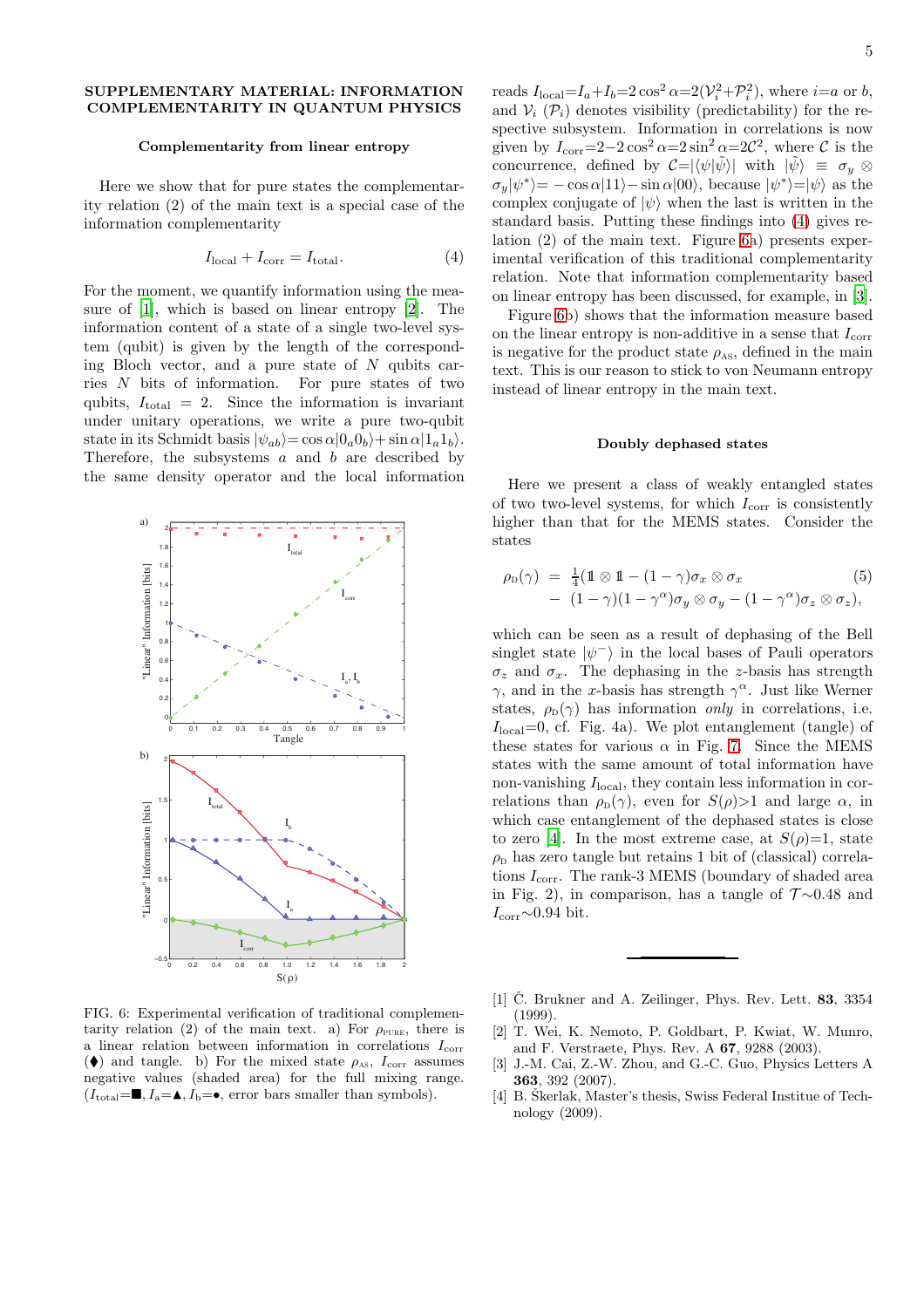## SUPPLEMENTARY MATERIAL: INFORMATION COMPLEMENTARITY IN QUANTUM PHYSICS

### Complementarity from linear entropy

Here we show that for pure states the complementarity relation (2) of the main text is a special case of the information complementarity

$$I_{\text{local}} + I_{\text{corr}} = I_{\text{total}}. \quad (4)$$

For the moment, we quantify information using the measure of [1], which is based on linear entropy [2]. The information content of a state of a single two-level system (qubit) is given by the length of the corresponding Bloch vector, and a pure state of $N$ qubits carries $N$ bits of information. For pure states of two qubits, $I_{\text{total}} = 2$. Since the information is invariant under unitary operations, we write a pure two-qubit state in its Schmidt basis $|\psi_{ab}\rangle = \cos\alpha|0_a 0_b\rangle + \sin\alpha|1_a 1_b\rangle$. Therefore, the subsystems $a$ and $b$ are described by the same density operator and the local information reads $I_{\text{local}} = I_a + I_b = 2\cos^2\alpha = 2(\mathcal{V}_i^2 + \mathcal{P}_i^2)$, where $i = a$ or $b$, and $\mathcal{V}_i$ ($\mathcal{P}_i$) denotes visibility (predictability) for the respective subsystem. Information in correlations is now given by $I_{\text{corr}} = 2 - 2\cos^2\alpha = 2\sin^2\alpha = 2\mathcal{C}^2$, where $\mathcal{C}$ is the concurrence, defined by $\mathcal{C} = |\langle\psi|\tilde{\psi}\rangle|$ with $|\tilde{\psi}\rangle \equiv \sigma_y \otimes \sigma_y|\psi^*\rangle = -\cos\alpha|11\rangle - \sin\alpha|00\rangle$, because $|\psi^*\rangle = |\psi\rangle$ as the complex conjugate of $|\psi\rangle$ when the last is written in the standard basis. Putting these findings into (4) gives relation (2) of the main text. Figure 6a) presents experimental verification of this traditional complementarity relation. Note that information complementarity based on linear entropy has been discussed, for example, in [3].

Figure 6b) shows that the information measure based on the linear entropy is non-additive in a sense that $I_{\text{corr}}$ is negative for the product state $\rho_{\text{AS}}$, defined in the main text. This is our reason to stick to von Neumann entropy instead of linear entropy in the main text.

FIG. 6: Experimental verification of traditional complementarity relation (2) of the main text. a) For $\rho_{\text{PURE}}$, there is a linear relation between information in correlations $I_{\text{corr}}$ (♦) and tangle. b) For the mixed state $\rho_{\text{AS}}$, $I_{\text{corr}}$ assumes negative values (shaded area) for the full mixing range. ($I_{\text{total}}$=■, $I_a$=▲, $I_b$=●, error bars smaller than symbols).

### Doubly dephased states

Here we present a class of weakly entangled states of two two-level systems, for which $I_{\text{corr}}$ is consistently higher than that for the MEMS states. Consider the states

$$\begin{aligned}\rho_{\text{D}}(\gamma) \;=\; & \tfrac{1}{4}(\mathbb{1}\otimes\mathbb{1} - (1-\gamma)\sigma_x\otimes\sigma_x \\ & - (1-\gamma)(1-\gamma^\alpha)\sigma_y\otimes\sigma_y - (1-\gamma^\alpha)\sigma_z\otimes\sigma_z),\end{aligned} \quad (5)$$

which can be seen as a result of dephasing of the Bell singlet state $|\psi^-\rangle$ in the local bases of Pauli operators $\sigma_z$ and $\sigma_x$. The dephasing in the $z$-basis has strength $\gamma$, and in the $x$-basis has strength $\gamma^\alpha$. Just like Werner states, $\rho_{\text{D}}(\gamma)$ has information *only* in correlations, i.e. $I_{\text{local}}=0$, cf. Fig. 4a). We plot entanglement (tangle) of these states for various $\alpha$ in Fig. 7. Since the MEMS states with the same amount of total information have non-vanishing $I_{\text{local}}$, they contain less information in correlations than $\rho_{\text{D}}(\gamma)$, even for $S(\rho)>1$ and large $\alpha$, in which case entanglement of the dephased states is close to zero [4]. In the most extreme case, at $S(\rho)=1$, state $\rho_{\text{D}}$ has zero tangle but retains 1 bit of (classical) correlations $I_{\text{corr}}$. The rank-3 MEMS (boundary of shaded area in Fig. 2), in comparison, has a tangle of $\mathcal{T}\sim 0.48$ and $I_{\text{corr}}\sim 0.94$ bit.

---

[1] Č. Brukner and A. Zeilinger, Phys. Rev. Lett. **83**, 3354 (1999).

[2] T. Wei, K. Nemoto, P. Goldbart, P. Kwiat, W. Munro, and F. Verstraete, Phys. Rev. A **67**, 9288 (2003).

[3] J.-M. Cai, Z.-W. Zhou, and G.-C. Guo, Physics Letters A **363**, 392 (2007).

[4] B. Škerlak, Master's thesis, Swiss Federal Institue of Technology (2009).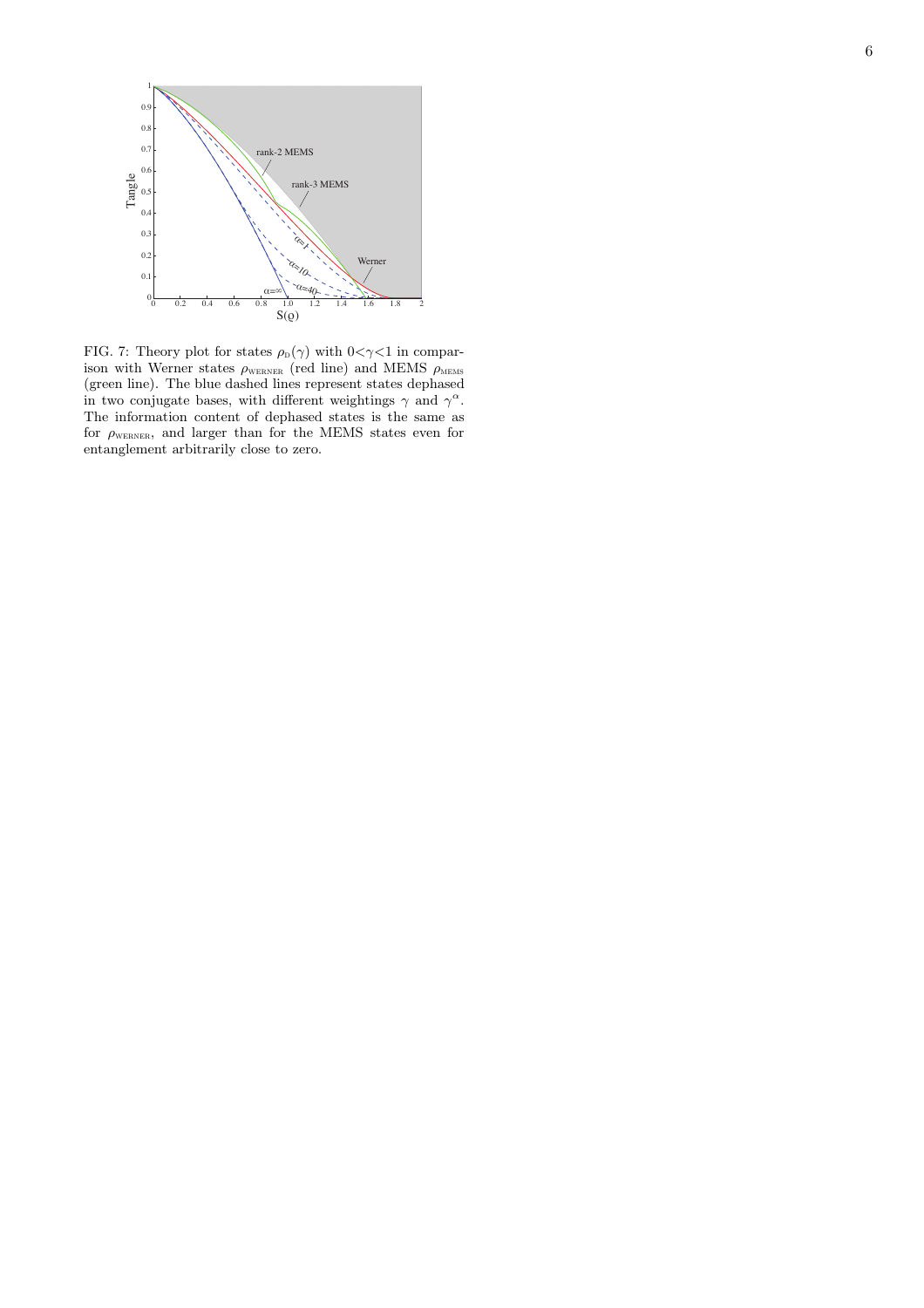Tangle

S(ϱ)

0.1
0.2
0.3
0.4
0.5
0.6
0.7
0.8
0.9
1

0
0.2
0.4
0.6
0.8
1.0
1.2
1.4
1.6
1.8
2

rank-2 MEMS

rank-3 MEMS

Werner

$\alpha=1$

$\alpha=10$

$\alpha=40$

$\alpha=\infty$

FIG. 7: Theory plot for states $\rho_{\text{D}}(\gamma)$ with $0<\gamma<1$ in comparison with Werner states $\rho_{\text{WERNER}}$ (red line) and MEMS $\rho_{\text{MEMS}}$ (green line). The blue dashed lines represent states dephased in two conjugate bases, with different weightings $\gamma$ and $\gamma^{\alpha}$. The information content of dephased states is the same as for $\rho_{\text{WERNER}}$, and larger than for the MEMS states even for entanglement arbitrarily close to zero.